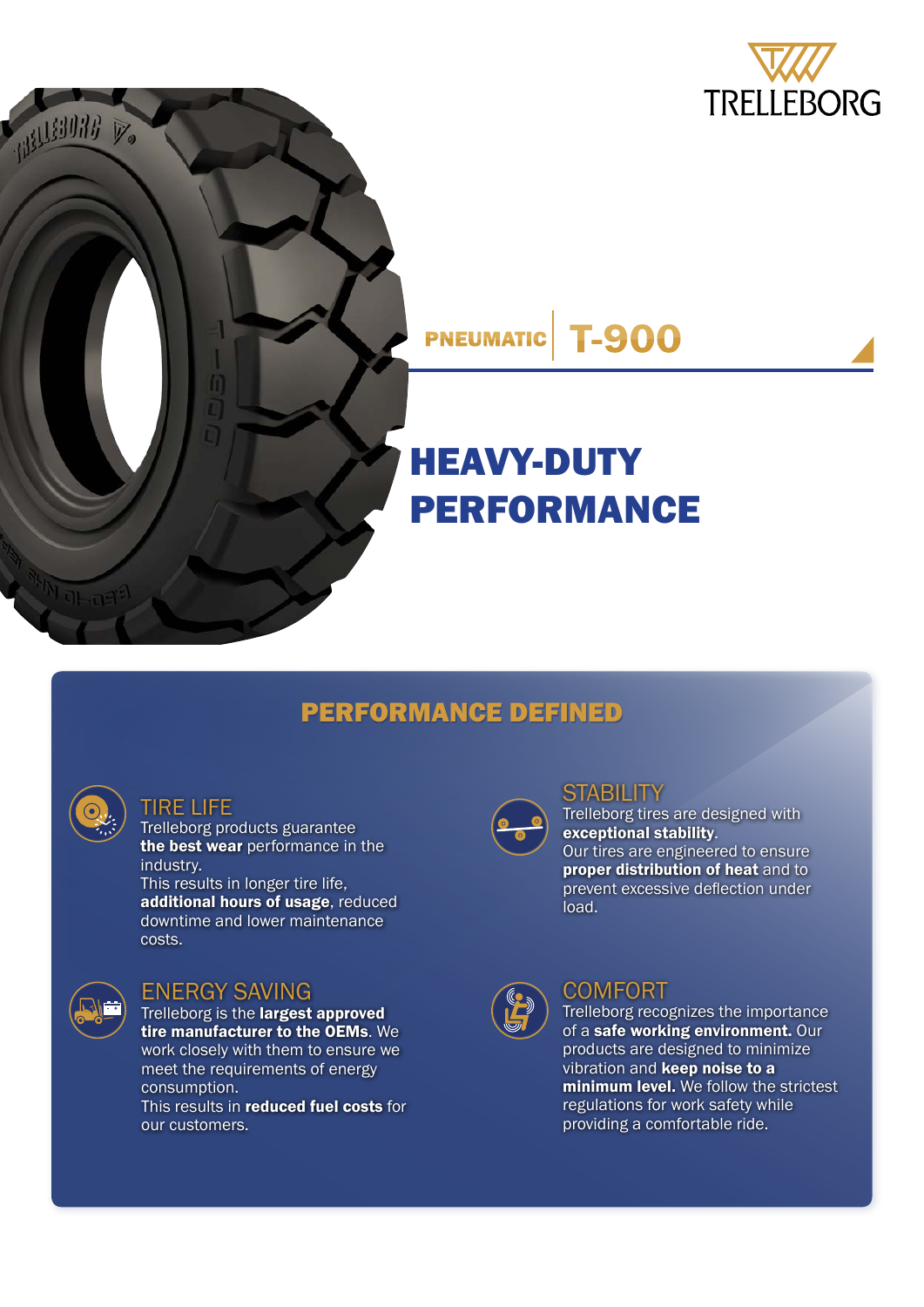TRELLEBORG

**PNEUMATIC** | **T-900**

# HEAVY-DUTY PERFORMANCE

## PERFORMANCE DEFINED

### TIRE LIFE

Trelleborg products guarantee **the best wear** performance in the industry.
This results in longer tire life, **additional hours of usage**, reduced downtime and lower maintenance costs.

### STABILITY

Trelleborg tires are designed with **exceptional stability**.
Our tires are engineered to ensure **proper distribution of heat** and to prevent excessive deflection under load.

### ENERGY SAVING

Trelleborg is the **largest approved tire manufacturer to the OEMs**. We work closely with them to ensure we meet the requirements of energy consumption.
This results in **reduced fuel costs** for our customers.

### COMFORT

Trelleborg recognizes the importance of a **safe working environment.** Our products are designed to minimize vibration and **keep noise to a minimum level.** We follow the strictest regulations for work safety while providing a comfortable ride.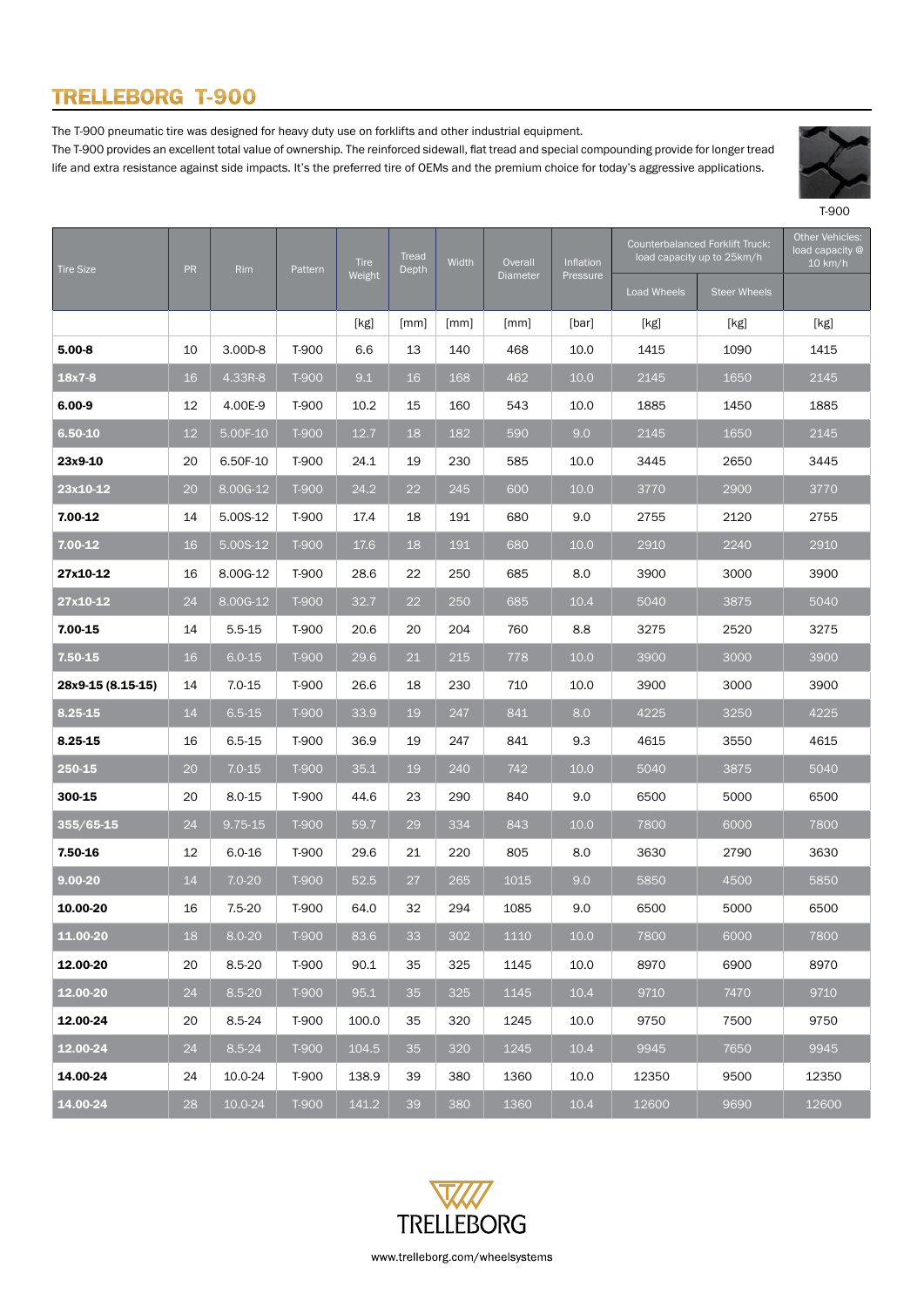# TRELLEBORG T-900

The T-900 pneumatic tire was designed for heavy duty use on forklifts and other industrial equipment.
The T-900 provides an excellent total value of ownership. The reinforced sidewall, flat tread and special compounding provide for longer tread life and extra resistance against side impacts. It's the preferred tire of OEMs and the premium choice for today's aggressive applications.

T-900

| Tire Size | PR | Rim | Pattern | Tire Weight | Tread Depth | Width | Overall Diameter | Inflation Pressure | Counterbalanced Forklift Truck: load capacity up to 25km/h | | Other Vehicles: load capacity @ 10 km/h |
|---|---|---|---|---|---|---|---|---|---|---|---|
| | | | | | | | | | Load Wheels | Steer Wheels | |
| | | | | [kg] | [mm] | [mm] | [mm] | [bar] | [kg] | [kg] | [kg] |
| **5.00-8** | 10 | 3.00D-8 | T-900 | 6.6 | 13 | 140 | 468 | 10.0 | 1415 | 1090 | 1415 |
| **18x7-8** | 16 | 4.33R-8 | T-900 | 9.1 | 16 | 168 | 462 | 10.0 | 2145 | 1650 | 2145 |
| **6.00-9** | 12 | 4.00E-9 | T-900 | 10.2 | 15 | 160 | 543 | 10.0 | 1885 | 1450 | 1885 |
| **6.50-10** | 12 | 5.00F-10 | T-900 | 12.7 | 18 | 182 | 590 | 9.0 | 2145 | 1650 | 2145 |
| **23x9-10** | 20 | 6.50F-10 | T-900 | 24.1 | 19 | 230 | 585 | 10.0 | 3445 | 2650 | 3445 |
| **23x10-12** | 20 | 8.00G-12 | T-900 | 24.2 | 22 | 245 | 600 | 10.0 | 3770 | 2900 | 3770 |
| **7.00-12** | 14 | 5.00S-12 | T-900 | 17.4 | 18 | 191 | 680 | 9.0 | 2755 | 2120 | 2755 |
| **7.00-12** | 16 | 5.00S-12 | T-900 | 17.6 | 18 | 191 | 680 | 10.0 | 2910 | 2240 | 2910 |
| **27x10-12** | 16 | 8.00G-12 | T-900 | 28.6 | 22 | 250 | 685 | 8.0 | 3900 | 3000 | 3900 |
| **27x10-12** | 24 | 8.00G-12 | T-900 | 32.7 | 22 | 250 | 685 | 10.4 | 5040 | 3875 | 5040 |
| **7.00-15** | 14 | 5.5-15 | T-900 | 20.6 | 20 | 204 | 760 | 8.8 | 3275 | 2520 | 3275 |
| **7.50-15** | 16 | 6.0-15 | T-900 | 29.6 | 21 | 215 | 778 | 10.0 | 3900 | 3000 | 3900 |
| **28x9-15 (8.15-15)** | 14 | 7.0-15 | T-900 | 26.6 | 18 | 230 | 710 | 10.0 | 3900 | 3000 | 3900 |
| **8.25-15** | 14 | 6.5-15 | T-900 | 33.9 | 19 | 247 | 841 | 8.0 | 4225 | 3250 | 4225 |
| **8.25-15** | 16 | 6.5-15 | T-900 | 36.9 | 19 | 247 | 841 | 9.3 | 4615 | 3550 | 4615 |
| **250-15** | 20 | 7.0-15 | T-900 | 35.1 | 19 | 240 | 742 | 10.0 | 5040 | 3875 | 5040 |
| **300-15** | 20 | 8.0-15 | T-900 | 44.6 | 23 | 290 | 840 | 9.0 | 6500 | 5000 | 6500 |
| **355/65-15** | 24 | 9.75-15 | T-900 | 59.7 | 29 | 334 | 843 | 10.0 | 7800 | 6000 | 7800 |
| **7.50-16** | 12 | 6.0-16 | T-900 | 29.6 | 21 | 220 | 805 | 8.0 | 3630 | 2790 | 3630 |
| **9.00-20** | 14 | 7.0-20 | T-900 | 52.5 | 27 | 265 | 1015 | 9.0 | 5850 | 4500 | 5850 |
| **10.00-20** | 16 | 7.5-20 | T-900 | 64.0 | 32 | 294 | 1085 | 9.0 | 6500 | 5000 | 6500 |
| **11.00-20** | 18 | 8.0-20 | T-900 | 83.6 | 33 | 302 | 1110 | 10.0 | 7800 | 6000 | 7800 |
| **12.00-20** | 20 | 8.5-20 | T-900 | 90.1 | 35 | 325 | 1145 | 10.0 | 8970 | 6900 | 8970 |
| **12.00-20** | 24 | 8.5-20 | T-900 | 95.1 | 35 | 325 | 1145 | 10.4 | 9710 | 7470 | 9710 |
| **12.00-24** | 20 | 8.5-24 | T-900 | 100.0 | 35 | 320 | 1245 | 10.0 | 9750 | 7500 | 9750 |
| **12.00-24** | 24 | 8.5-24 | T-900 | 104.5 | 35 | 320 | 1245 | 10.4 | 9945 | 7650 | 9945 |
| **14.00-24** | 24 | 10.0-24 | T-900 | 138.9 | 39 | 380 | 1360 | 10.0 | 12350 | 9500 | 12350 |
| **14.00-24** | 28 | 10.0-24 | T-900 | 141.2 | 39 | 380 | 1360 | 10.4 | 12600 | 9690 | 12600 |

TRELLEBORG

www.trelleborg.com/wheelsystems